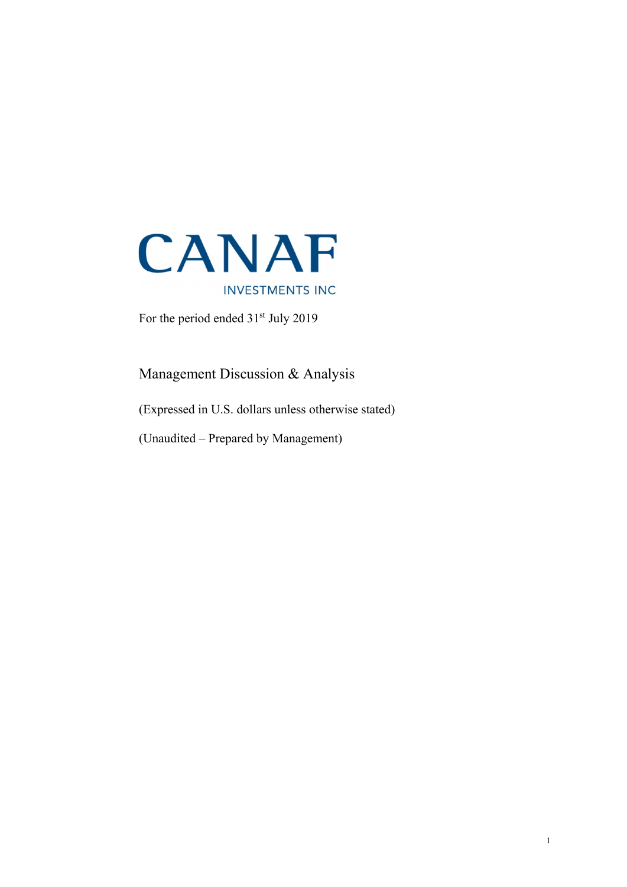# CANAF

INVESTMENTS INC

For the period ended 31st July 2019

## Management Discussion & Analysis

(Expressed in U.S. dollars unless otherwise stated)

(Unaudited – Prepared by Management)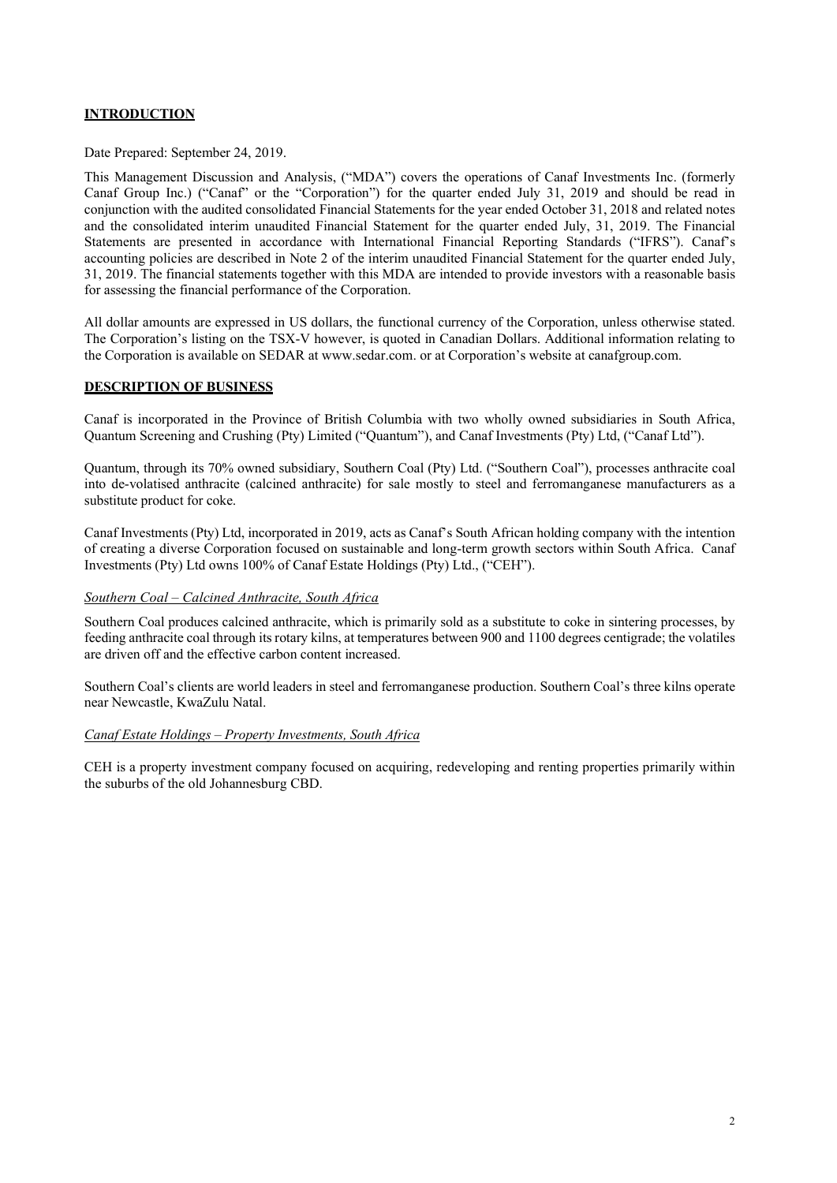## INTRODUCTION

Date Prepared: September 24, 2019.

This Management Discussion and Analysis, ("MDA") covers the operations of Canaf Investments Inc. (formerly Canaf Group Inc.) ("Canaf" or the "Corporation") for the quarter ended July 31, 2019 and should be read in conjunction with the audited consolidated Financial Statements for the year ended October 31, 2018 and related notes and the consolidated interim unaudited Financial Statement for the quarter ended July, 31, 2019. The Financial Statements are presented in accordance with International Financial Reporting Standards ("IFRS"). Canaf's accounting policies are described in Note 2 of the interim unaudited Financial Statement for the quarter ended July, 31, 2019. The financial statements together with this MDA are intended to provide investors with a reasonable basis for assessing the financial performance of the Corporation.

All dollar amounts are expressed in US dollars, the functional currency of the Corporation, unless otherwise stated. The Corporation's listing on the TSX-V however, is quoted in Canadian Dollars. Additional information relating to the Corporation is available on SEDAR at www.sedar.com. or at Corporation's website at canafgroup.com.

## DESCRIPTION OF BUSINESS

Canaf is incorporated in the Province of British Columbia with two wholly owned subsidiaries in South Africa, Quantum Screening and Crushing (Pty) Limited ("Quantum"), and Canaf Investments (Pty) Ltd, ("Canaf Ltd").

Quantum, through its 70% owned subsidiary, Southern Coal (Pty) Ltd. ("Southern Coal"), processes anthracite coal into de-volatised anthracite (calcined anthracite) for sale mostly to steel and ferromanganese manufacturers as a substitute product for coke.

Canaf Investments (Pty) Ltd, incorporated in 2019, acts as Canaf's South African holding company with the intention of creating a diverse Corporation focused on sustainable and long-term growth sectors within South Africa. Canaf Investments (Pty) Ltd owns 100% of Canaf Estate Holdings (Pty) Ltd., ("CEH").

### *Southern Coal – Calcined Anthracite, South Africa*

Southern Coal produces calcined anthracite, which is primarily sold as a substitute to coke in sintering processes, by feeding anthracite coal through its rotary kilns, at temperatures between 900 and 1100 degrees centigrade; the volatiles are driven off and the effective carbon content increased.

Southern Coal's clients are world leaders in steel and ferromanganese production. Southern Coal's three kilns operate near Newcastle, KwaZulu Natal.

### *Canaf Estate Holdings – Property Investments, South Africa*

CEH is a property investment company focused on acquiring, redeveloping and renting properties primarily within the suburbs of the old Johannesburg CBD.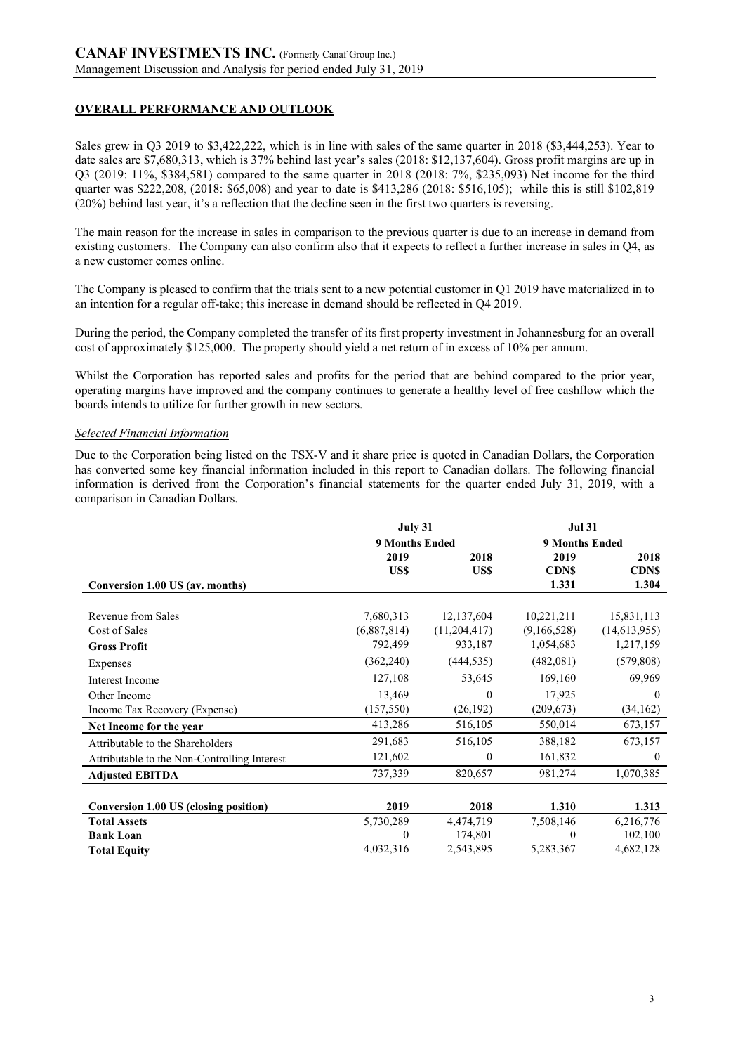## OVERALL PERFORMANCE AND OUTLOOK

Sales grew in Q3 2019 to $3,422,222, which is in line with sales of the same quarter in 2018 ($3,444,253). Year to date sales are $7,680,313, which is 37% behind last year's sales (2018: $12,137,604). Gross profit margins are up in Q3 (2019: 11%, $384,581) compared to the same quarter in 2018 (2018: 7%, $235,093) Net income for the third quarter was $222,208, (2018: $65,008) and year to date is $413,286 (2018: $516,105); while this is still $102,819 (20%) behind last year, it's a reflection that the decline seen in the first two quarters is reversing.

The main reason for the increase in sales in comparison to the previous quarter is due to an increase in demand from existing customers. The Company can also confirm also that it expects to reflect a further increase in sales in Q4, as a new customer comes online.

The Company is pleased to confirm that the trials sent to a new potential customer in Q1 2019 have materialized in to an intention for a regular off-take; this increase in demand should be reflected in Q4 2019.

During the period, the Company completed the transfer of its first property investment in Johannesburg for an overall cost of approximately $125,000. The property should yield a net return of in excess of 10% per annum.

Whilst the Corporation has reported sales and profits for the period that are behind compared to the prior year, operating margins have improved and the company continues to generate a healthy level of free cashflow which the boards intends to utilize for further growth in new sectors.

*Selected Financial Information*

Due to the Corporation being listed on the TSX-V and it share price is quoted in Canadian Dollars, the Corporation has converted some key financial information included in this report to Canadian dollars. The following financial information is derived from the Corporation's financial statements for the quarter ended July 31, 2019, with a comparison in Canadian Dollars.

| | July 31 | | Jul 31 | |
|---|---|---|---|---|
| | 9 Months Ended | | 9 Months Ended | |
| | 2019 US$ | 2018 US$ | 2019 CDN$ | 2018 CDN$ |
| **Conversion 1.00 US (av. months)** | | | **1.331** | **1.304** |
| Revenue from Sales | 7,680,313 | 12,137,604 | 10,221,211 | 15,831,113 |
| Cost of Sales | (6,887,814) | (11,204,417) | (9,166,528) | (14,613,955) |
| **Gross Profit** | 792,499 | 933,187 | 1,054,683 | 1,217,159 |
| Expenses | (362,240) | (444,535) | (482,081) | (579,808) |
| Interest Income | 127,108 | 53,645 | 169,160 | 69,969 |
| Other Income | 13,469 | 0 | 17,925 | 0 |
| Income Tax Recovery (Expense) | (157,550) | (26,192) | (209,673) | (34,162) |
| **Net Income for the year** | 413,286 | 516,105 | 550,014 | 673,157 |
| Attributable to the Shareholders | 291,683 | 516,105 | 388,182 | 673,157 |
| Attributable to the Non-Controlling Interest | 121,602 | 0 | 161,832 | 0 |
| **Adjusted EBITDA** | 737,339 | 820,657 | 981,274 | 1,070,385 |
| | | | | |
| **Conversion 1.00 US (closing position)** | **2019** | **2018** | **1.310** | **1.313** |
| **Total Assets** | 5,730,289 | 4,474,719 | 7,508,146 | 6,216,776 |
| **Bank Loan** | 0 | 174,801 | 0 | 102,100 |
| **Total Equity** | 4,032,316 | 2,543,895 | 5,283,367 | 4,682,128 |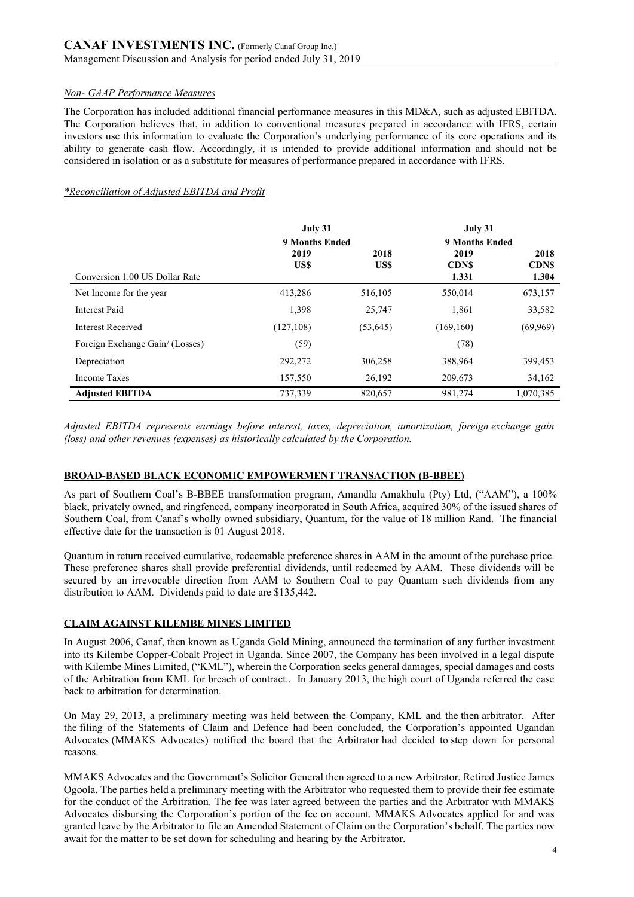*Non- GAAP Performance Measures*

The Corporation has included additional financial performance measures in this MD&A, such as adjusted EBITDA. The Corporation believes that, in addition to conventional measures prepared in accordance with IFRS, certain investors use this information to evaluate the Corporation's underlying performance of its core operations and its ability to generate cash flow. Accordingly, it is intended to provide additional information and should not be considered in isolation or as a substitute for measures of performance prepared in accordance with IFRS.

*\*Reconciliation of Adjusted EBITDA and Profit*

| | July 31 | | July 31 | |
|---|---|---|---|---|
| | 9 Months Ended | | 9 Months Ended | |
| | 2019 | 2018 | 2019 | 2018 |
| | US$ | US$ | CDN$ | CDN$ |
| Conversion 1.00 US Dollar Rate | | | 1.331 | 1.304 |
| Net Income for the year | 413,286 | 516,105 | 550,014 | 673,157 |
| Interest Paid | 1,398 | 25,747 | 1,861 | 33,582 |
| Interest Received | (127,108) | (53,645) | (169,160) | (69,969) |
| Foreign Exchange Gain/ (Losses) | (59) | | (78) | |
| Depreciation | 292,272 | 306,258 | 388,964 | 399,453 |
| Income Taxes | 157,550 | 26,192 | 209,673 | 34,162 |
| **Adjusted EBITDA** | 737,339 | 820,657 | 981,274 | 1,070,385 |

*Adjusted EBITDA represents earnings before interest, taxes, depreciation, amortization, foreign exchange gain (loss) and other revenues (expenses) as historically calculated by the Corporation.*

## BROAD-BASED BLACK ECONOMIC EMPOWERMENT TRANSACTION (B-BBEE)

As part of Southern Coal's B-BBEE transformation program, Amandla Amakhulu (Pty) Ltd, ("AAM"), a 100% black, privately owned, and ringfenced, company incorporated in South Africa, acquired 30% of the issued shares of Southern Coal, from Canaf's wholly owned subsidiary, Quantum, for the value of 18 million Rand. The financial effective date for the transaction is 01 August 2018.

Quantum in return received cumulative, redeemable preference shares in AAM in the amount of the purchase price. These preference shares shall provide preferential dividends, until redeemed by AAM. These dividends will be secured by an irrevocable direction from AAM to Southern Coal to pay Quantum such dividends from any distribution to AAM. Dividends paid to date are $135,442.

## CLAIM AGAINST KILEMBE MINES LIMITED

In August 2006, Canaf, then known as Uganda Gold Mining, announced the termination of any further investment into its Kilembe Copper-Cobalt Project in Uganda. Since 2007, the Company has been involved in a legal dispute with Kilembe Mines Limited, ("KML"), wherein the Corporation seeks general damages, special damages and costs of the Arbitration from KML for breach of contract.. In January 2013, the high court of Uganda referred the case back to arbitration for determination.

On May 29, 2013, a preliminary meeting was held between the Company, KML and the then arbitrator. After the filing of the Statements of Claim and Defence had been concluded, the Corporation's appointed Ugandan Advocates (MMAKS Advocates) notified the board that the Arbitrator had decided to step down for personal reasons.

MMAKS Advocates and the Government's Solicitor General then agreed to a new Arbitrator, Retired Justice James Ogoola. The parties held a preliminary meeting with the Arbitrator who requested them to provide their fee estimate for the conduct of the Arbitration. The fee was later agreed between the parties and the Arbitrator with MMAKS Advocates disbursing the Corporation's portion of the fee on account. MMAKS Advocates applied for and was granted leave by the Arbitrator to file an Amended Statement of Claim on the Corporation's behalf. The parties now await for the matter to be set down for scheduling and hearing by the Arbitrator.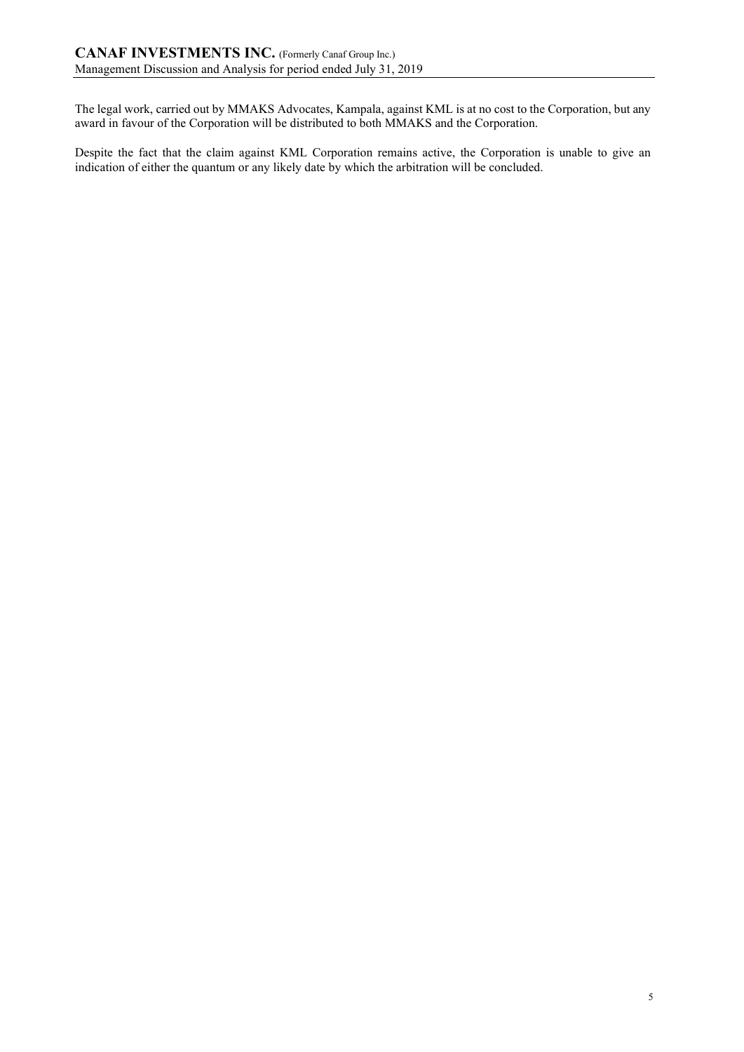The legal work, carried out by MMAKS Advocates, Kampala, against KML is at no cost to the Corporation, but any award in favour of the Corporation will be distributed to both MMAKS and the Corporation.

Despite the fact that the claim against KML Corporation remains active, the Corporation is unable to give an indication of either the quantum or any likely date by which the arbitration will be concluded.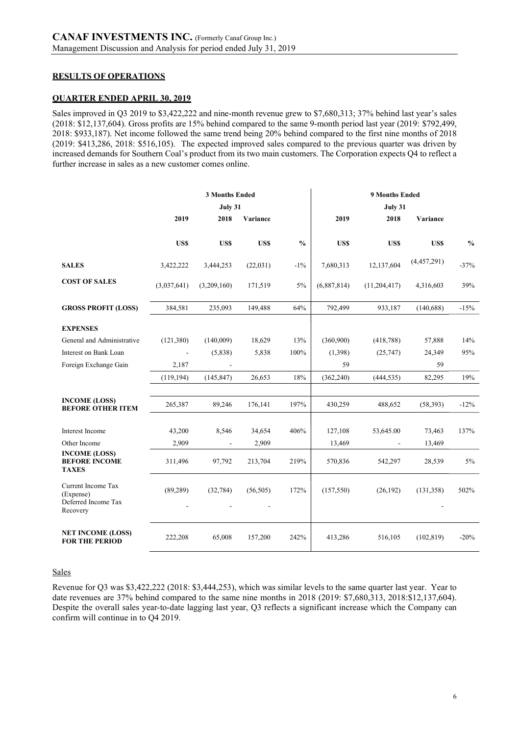## RESULTS OF OPERATIONS

## QUARTER ENDED APRIL 30, 2019

Sales improved in Q3 2019 to $3,422,222 and nine-month revenue grew to $7,680,313; 37% behind last year's sales (2018: $12,137,604). Gross profits are 15% behind compared to the same 9-month period last year (2019: $792,499, 2018: $933,187). Net income followed the same trend being 20% behind compared to the first nine months of 2018 (2019: $413,286, 2018: $516,105). The expected improved sales compared to the previous quarter was driven by increased demands for Southern Coal's product from its two main customers. The Corporation expects Q4 to reflect a further increase in sales as a new customer comes online.

| | 3 Months Ended July 31 | | | | 9 Months Ended July 31 | | | |
|---|---|---|---|---|---|---|---|---|
| | 2019 | 2018 | Variance | | 2019 | 2018 | Variance | |
| | US$ | US$ | US$ | % | US$ | US$ | US$ | % |
| **SALES** | 3,422,222 | 3,444,253 | (22,031) | -1% | 7,680,313 | 12,137,604 | (4,457,291) | -37% |
| **COST OF SALES** | (3,037,641) | (3,209,160) | 171,519 | 5% | (6,887,814) | (11,204,417) | 4,316,603 | 39% |
| **GROSS PROFIT (LOSS)** | 384,581 | 235,093 | 149,488 | 64% | 792,499 | 933,187 | (140,688) | -15% |
| **EXPENSES** | | | | | | | | |
| General and Administrative | (121,380) | (140,009) | 18,629 | 13% | (360,900) | (418,788) | 57,888 | 14% |
| Interest on Bank Loan | - | (5,838) | 5,838 | 100% | (1,398) | (25,747) | 24,349 | 95% |
| Foreign Exchange Gain | 2,187 | - | | | 59 | | 59 | |
| | (119,194) | (145,847) | 26,653 | 18% | (362,240) | (444,535) | 82,295 | 19% |
| **INCOME (LOSS) BEFORE OTHER ITEM** | 265,387 | 89,246 | 176,141 | 197% | 430,259 | 488,652 | (58,393) | -12% |
| Interest Income | 43,200 | 8,546 | 34,654 | 406% | 127,108 | 53,645.00 | 73,463 | 137% |
| Other Income | 2,909 | - | 2,909 | | 13,469 | - | 13,469 | |
| **INCOME (LOSS) BEFORE INCOME TAXES** | 311,496 | 97,792 | 213,704 | 219% | 570,836 | 542,297 | 28,539 | 5% |
| Current Income Tax (Expense) | (89,289) | (32,784) | (56,505) | 172% | (157,550) | (26,192) | (131,358) | 502% |
| Deferred Income Tax Recovery | - | - | - | | | | - | |
| **NET INCOME (LOSS) FOR THE PERIOD** | 222,208 | 65,008 | 157,200 | 242% | 413,286 | 516,105 | (102,819) | -20% |

### Sales

Revenue for Q3 was $3,422,222 (2018: $3,444,253), which was similar levels to the same quarter last year. Year to date revenues are 37% behind compared to the same nine months in 2018 (2019: $7,680,313, 2018:$12,137,604). Despite the overall sales year-to-date lagging last year, Q3 reflects a significant increase which the Company can confirm will continue in to Q4 2019.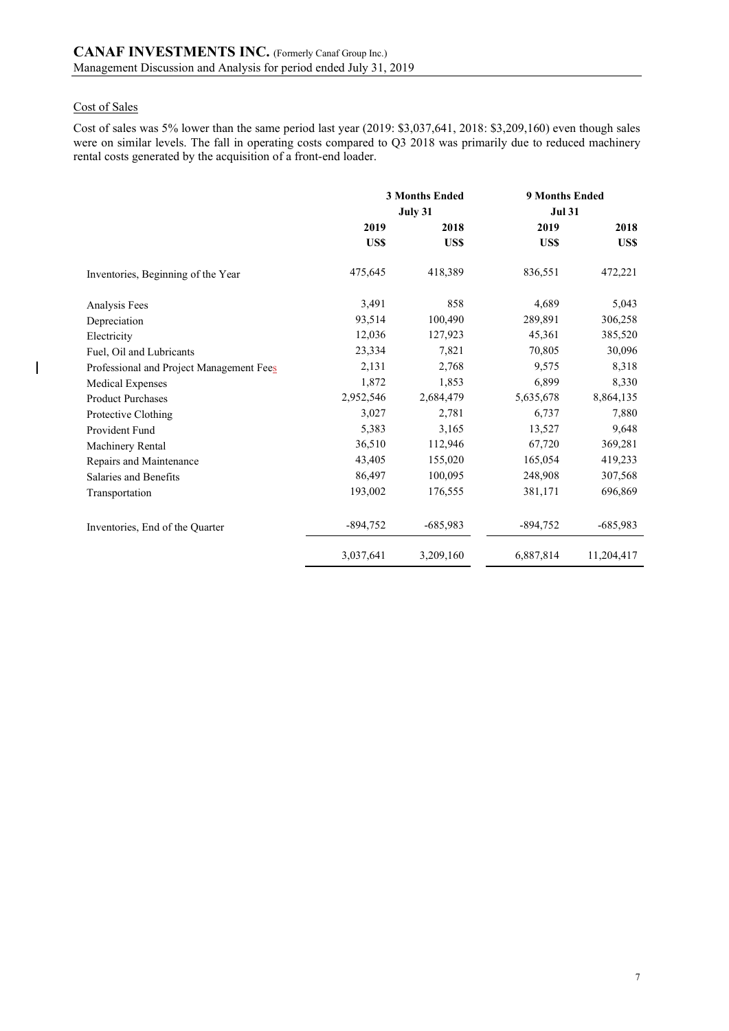### Cost of Sales

Cost of sales was 5% lower than the same period last year (2019: $3,037,641, 2018: $3,209,160) even though sales were on similar levels. The fall in operating costs compared to Q3 2018 was primarily due to reduced machinery rental costs generated by the acquisition of a front-end loader.

| | 3 Months Ended July 31 | | 9 Months Ended Jul 31 | |
|---|---|---|---|---|
| | 2019 | 2018 | 2019 | 2018 |
| | US$ | US$ | US$ | US$ |
| Inventories, Beginning of the Year | 475,645 | 418,389 | 836,551 | 472,221 |
| Analysis Fees | 3,491 | 858 | 4,689 | 5,043 |
| Depreciation | 93,514 | 100,490 | 289,891 | 306,258 |
| Electricity | 12,036 | 127,923 | 45,361 | 385,520 |
| Fuel, Oil and Lubricants | 23,334 | 7,821 | 70,805 | 30,096 |
| Professional and Project Management Fees | 2,131 | 2,768 | 9,575 | 8,318 |
| Medical Expenses | 1,872 | 1,853 | 6,899 | 8,330 |
| Product Purchases | 2,952,546 | 2,684,479 | 5,635,678 | 8,864,135 |
| Protective Clothing | 3,027 | 2,781 | 6,737 | 7,880 |
| Provident Fund | 5,383 | 3,165 | 13,527 | 9,648 |
| Machinery Rental | 36,510 | 112,946 | 67,720 | 369,281 |
| Repairs and Maintenance | 43,405 | 155,020 | 165,054 | 419,233 |
| Salaries and Benefits | 86,497 | 100,095 | 248,908 | 307,568 |
| Transportation | 193,002 | 176,555 | 381,171 | 696,869 |
| Inventories, End of the Quarter | -894,752 | -685,983 | -894,752 | -685,983 |
| | 3,037,641 | 3,209,160 | 6,887,814 | 11,204,417 |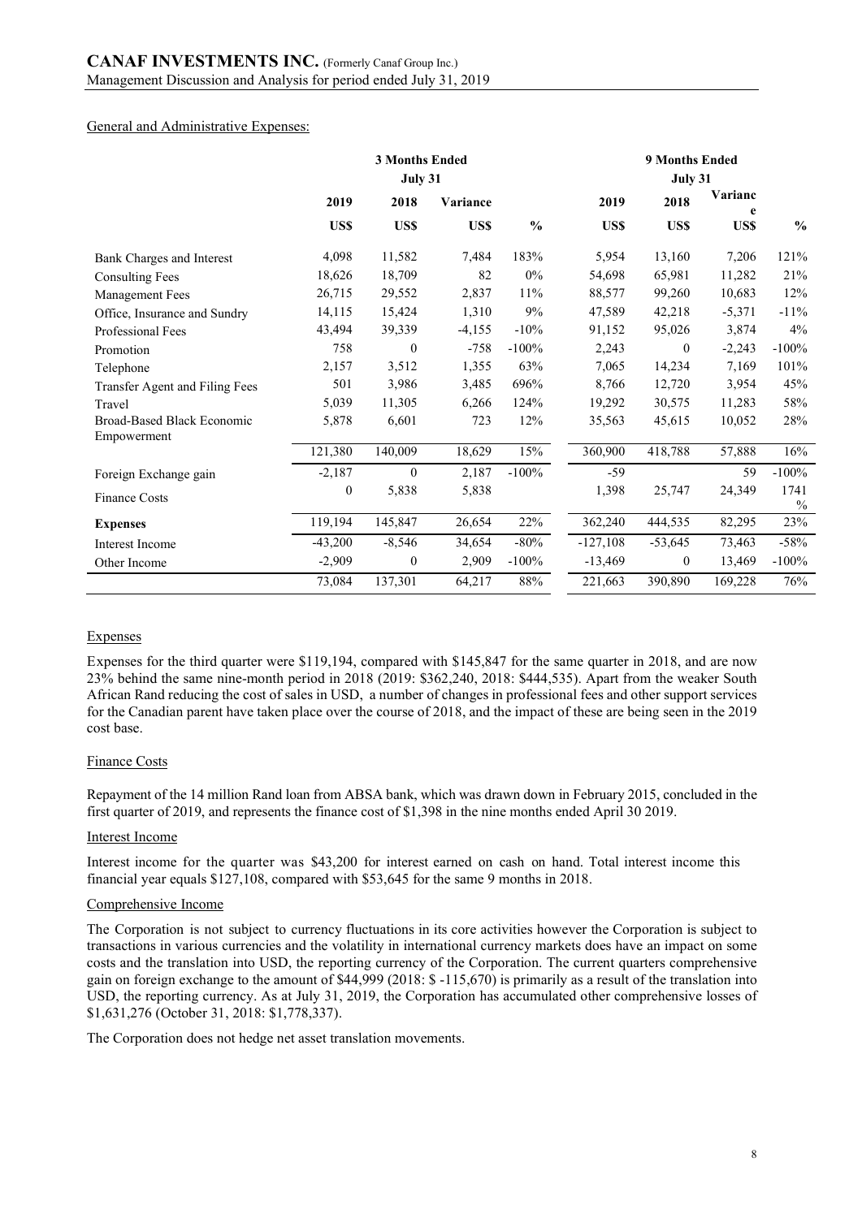General and Administrative Expenses:

| | 3 Months Ended July 31 | | | | 9 Months Ended July 31 | | | |
|---|---|---|---|---|---|---|---|---|
| | 2019 | 2018 | Variance | | 2019 | 2018 | Variance | |
| | US$ | US$ | US$ | % | US$ | US$ | US$ | % |
| Bank Charges and Interest | 4,098 | 11,582 | 7,484 | 183% | 5,954 | 13,160 | 7,206 | 121% |
| Consulting Fees | 18,626 | 18,709 | 82 | 0% | 54,698 | 65,981 | 11,282 | 21% |
| Management Fees | 26,715 | 29,552 | 2,837 | 11% | 88,577 | 99,260 | 10,683 | 12% |
| Office, Insurance and Sundry | 14,115 | 15,424 | 1,310 | 9% | 47,589 | 42,218 | -5,371 | -11% |
| Professional Fees | 43,494 | 39,339 | -4,155 | -10% | 91,152 | 95,026 | 3,874 | 4% |
| Promotion | 758 | 0 | -758 | -100% | 2,243 | 0 | -2,243 | -100% |
| Telephone | 2,157 | 3,512 | 1,355 | 63% | 7,065 | 14,234 | 7,169 | 101% |
| Transfer Agent and Filing Fees | 501 | 3,986 | 3,485 | 696% | 8,766 | 12,720 | 3,954 | 45% |
| Travel | 5,039 | 11,305 | 6,266 | 124% | 19,292 | 30,575 | 11,283 | 58% |
| Broad-Based Black Economic Empowerment | 5,878 | 6,601 | 723 | 12% | 35,563 | 45,615 | 10,052 | 28% |
| | 121,380 | 140,009 | 18,629 | 15% | 360,900 | 418,788 | 57,888 | 16% |
| Foreign Exchange gain | -2,187 | 0 | 2,187 | -100% | -59 | | 59 | -100% |
| Finance Costs | 0 | 5,838 | 5,838 | | 1,398 | 25,747 | 24,349 | 1741 % |
| **Expenses** | 119,194 | 145,847 | 26,654 | 22% | 362,240 | 444,535 | 82,295 | 23% |
| Interest Income | -43,200 | -8,546 | 34,654 | -80% | -127,108 | -53,645 | 73,463 | -58% |
| Other Income | -2,909 | 0 | 2,909 | -100% | -13,469 | 0 | 13,469 | -100% |
| | 73,084 | 137,301 | 64,217 | 88% | 221,663 | 390,890 | 169,228 | 76% |

Expenses

Expenses for the third quarter were $119,194, compared with $145,847 for the same quarter in 2018, and are now 23% behind the same nine-month period in 2018 (2019: $362,240, 2018: $444,535). Apart from the weaker South African Rand reducing the cost of sales in USD, a number of changes in professional fees and other support services for the Canadian parent have taken place over the course of 2018, and the impact of these are being seen in the 2019 cost base.

Finance Costs

Repayment of the 14 million Rand loan from ABSA bank, which was drawn down in February 2015, concluded in the first quarter of 2019, and represents the finance cost of $1,398 in the nine months ended April 30 2019.

Interest Income

Interest income for the quarter was $43,200 for interest earned on cash on hand. Total interest income this financial year equals $127,108, compared with $53,645 for the same 9 months in 2018.

Comprehensive Income

The Corporation is not subject to currency fluctuations in its core activities however the Corporation is subject to transactions in various currencies and the volatility in international currency markets does have an impact on some costs and the translation into USD, the reporting currency of the Corporation. The current quarters comprehensive gain on foreign exchange to the amount of $44,999 (2018: $ -115,670) is primarily as a result of the translation into USD, the reporting currency. As at July 31, 2019, the Corporation has accumulated other comprehensive losses of $1,631,276 (October 31, 2018: $1,778,337).

The Corporation does not hedge net asset translation movements.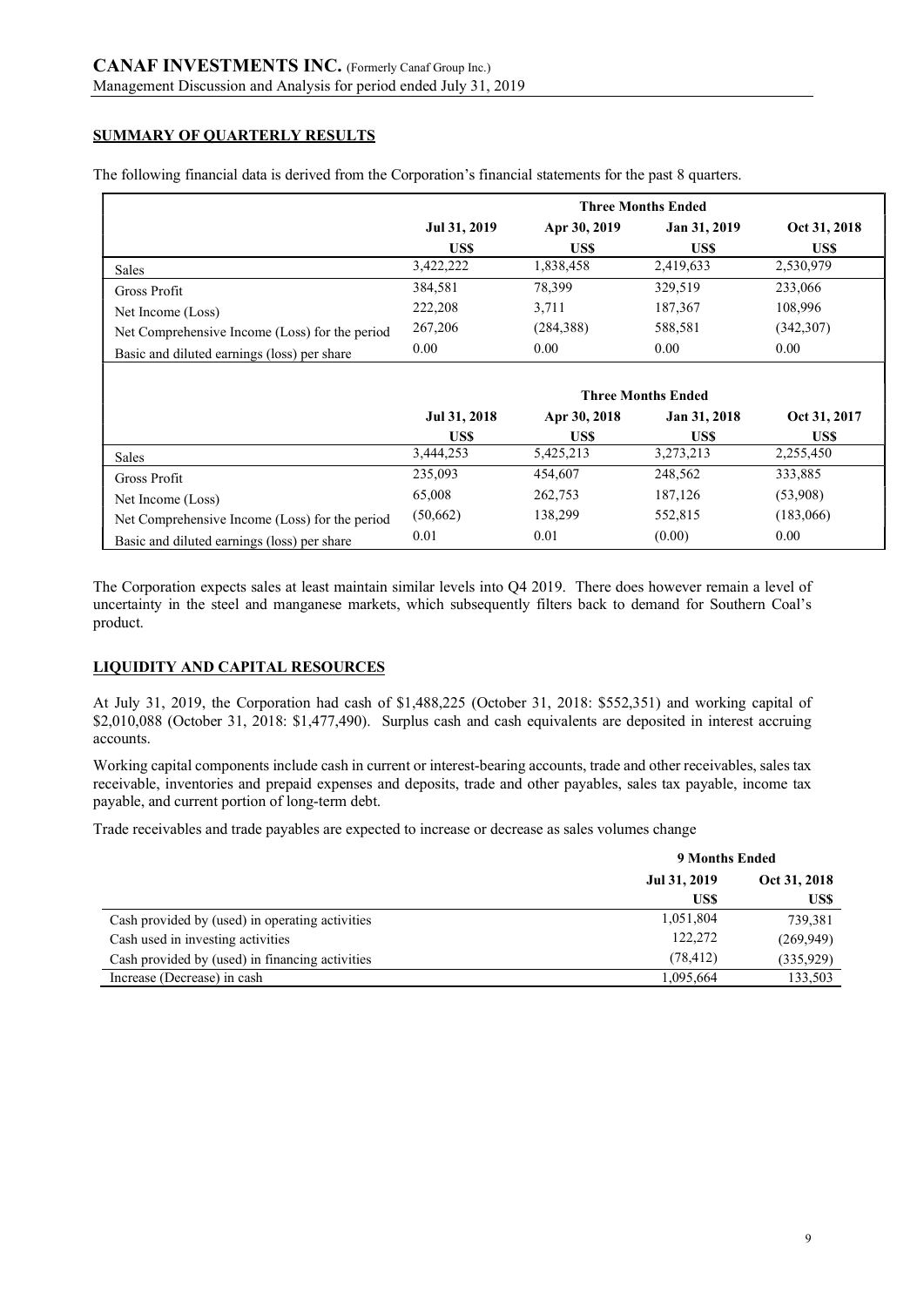## SUMMARY OF QUARTERLY RESULTS

The following financial data is derived from the Corporation's financial statements for the past 8 quarters.

| | Three Months Ended | | | |
|---|---|---|---|---|
| | Jul 31, 2019 | Apr 30, 2019 | Jan 31, 2019 | Oct 31, 2018 |
| | US$ | US$ | US$ | US$ |
| Sales | 3,422,222 | 1,838,458 | 2,419,633 | 2,530,979 |
| Gross Profit | 384,581 | 78,399 | 329,519 | 233,066 |
| Net Income (Loss) | 222,208 | 3,711 | 187,367 | 108,996 |
| Net Comprehensive Income (Loss) for the period | 267,206 | (284,388) | 588,581 | (342,307) |
| Basic and diluted earnings (loss) per share | 0.00 | 0.00 | 0.00 | 0.00 |

| | Three Months Ended | | | |
|---|---|---|---|---|
| | Jul 31, 2018 | Apr 30, 2018 | Jan 31, 2018 | Oct 31, 2017 |
| | US$ | US$ | US$ | US$ |
| Sales | 3,444,253 | 5,425,213 | 3,273,213 | 2,255,450 |
| Gross Profit | 235,093 | 454,607 | 248,562 | 333,885 |
| Net Income (Loss) | 65,008 | 262,753 | 187,126 | (53,908) |
| Net Comprehensive Income (Loss) for the period | (50,662) | 138,299 | 552,815 | (183,066) |
| Basic and diluted earnings (loss) per share | 0.01 | 0.01 | (0.00) | 0.00 |

The Corporation expects sales at least maintain similar levels into Q4 2019. There does however remain a level of uncertainty in the steel and manganese markets, which subsequently filters back to demand for Southern Coal's product.

## LIQUIDITY AND CAPITAL RESOURCES

At July 31, 2019, the Corporation had cash of $1,488,225 (October 31, 2018: $552,351) and working capital of $2,010,088 (October 31, 2018: $1,477,490). Surplus cash and cash equivalents are deposited in interest accruing accounts.

Working capital components include cash in current or interest-bearing accounts, trade and other receivables, sales tax receivable, inventories and prepaid expenses and deposits, trade and other payables, sales tax payable, income tax payable, and current portion of long-term debt.

Trade receivables and trade payables are expected to increase or decrease as sales volumes change

| | 9 Months Ended | |
|---|---|---|
| | Jul 31, 2019 | Oct 31, 2018 |
| | US$ | US$ |
| Cash provided by (used) in operating activities | 1,051,804 | 739,381 |
| Cash used in investing activities | 122,272 | (269,949) |
| Cash provided by (used) in financing activities | (78,412) | (335,929) |
| Increase (Decrease) in cash | 1,095,664 | 133,503 |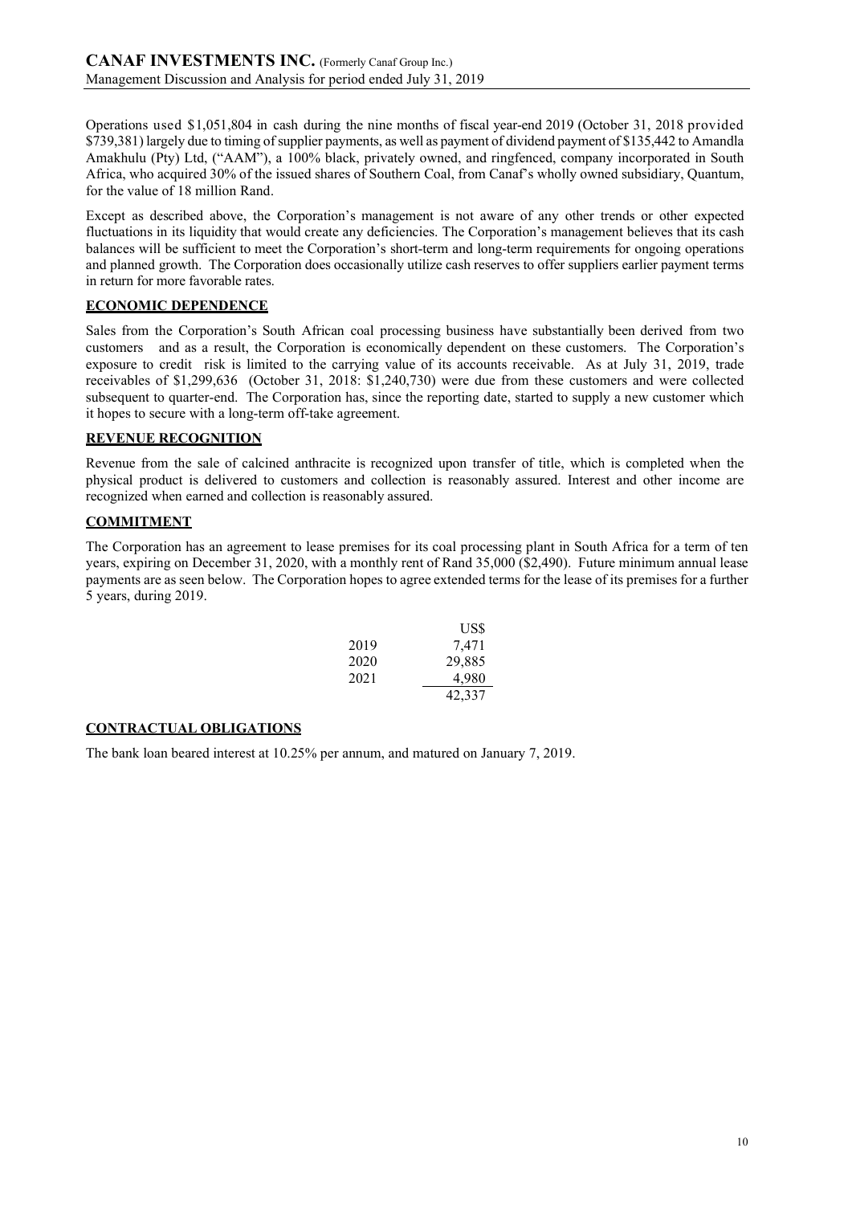Operations used $1,051,804 in cash during the nine months of fiscal year-end 2019 (October 31, 2018 provided $739,381) largely due to timing of supplier payments, as well as payment of dividend payment of $135,442 to Amandla Amakhulu (Pty) Ltd, ("AAM"), a 100% black, privately owned, and ringfenced, company incorporated in South Africa, who acquired 30% of the issued shares of Southern Coal, from Canaf's wholly owned subsidiary, Quantum, for the value of 18 million Rand.

Except as described above, the Corporation's management is not aware of any other trends or other expected fluctuations in its liquidity that would create any deficiencies. The Corporation's management believes that its cash balances will be sufficient to meet the Corporation's short-term and long-term requirements for ongoing operations and planned growth. The Corporation does occasionally utilize cash reserves to offer suppliers earlier payment terms in return for more favorable rates.

## ECONOMIC DEPENDENCE

Sales from the Corporation's South African coal processing business have substantially been derived from two customers and as a result, the Corporation is economically dependent on these customers. The Corporation's exposure to credit risk is limited to the carrying value of its accounts receivable. As at July 31, 2019, trade receivables of $1,299,636 (October 31, 2018: $1,240,730) were due from these customers and were collected subsequent to quarter-end. The Corporation has, since the reporting date, started to supply a new customer which it hopes to secure with a long-term off-take agreement.

## REVENUE RECOGNITION

Revenue from the sale of calcined anthracite is recognized upon transfer of title, which is completed when the physical product is delivered to customers and collection is reasonably assured. Interest and other income are recognized when earned and collection is reasonably assured.

## COMMITMENT

The Corporation has an agreement to lease premises for its coal processing plant in South Africa for a term of ten years, expiring on December 31, 2020, with a monthly rent of Rand 35,000 ($2,490). Future minimum annual lease payments are as seen below. The Corporation hopes to agree extended terms for the lease of its premises for a further 5 years, during 2019.

| | US$ |
|---|---|
| 2019 | 7,471 |
| 2020 | 29,885 |
| 2021 | 4,980 |
| | 42,337 |

## CONTRACTUAL OBLIGATIONS

The bank loan beared interest at 10.25% per annum, and matured on January 7, 2019.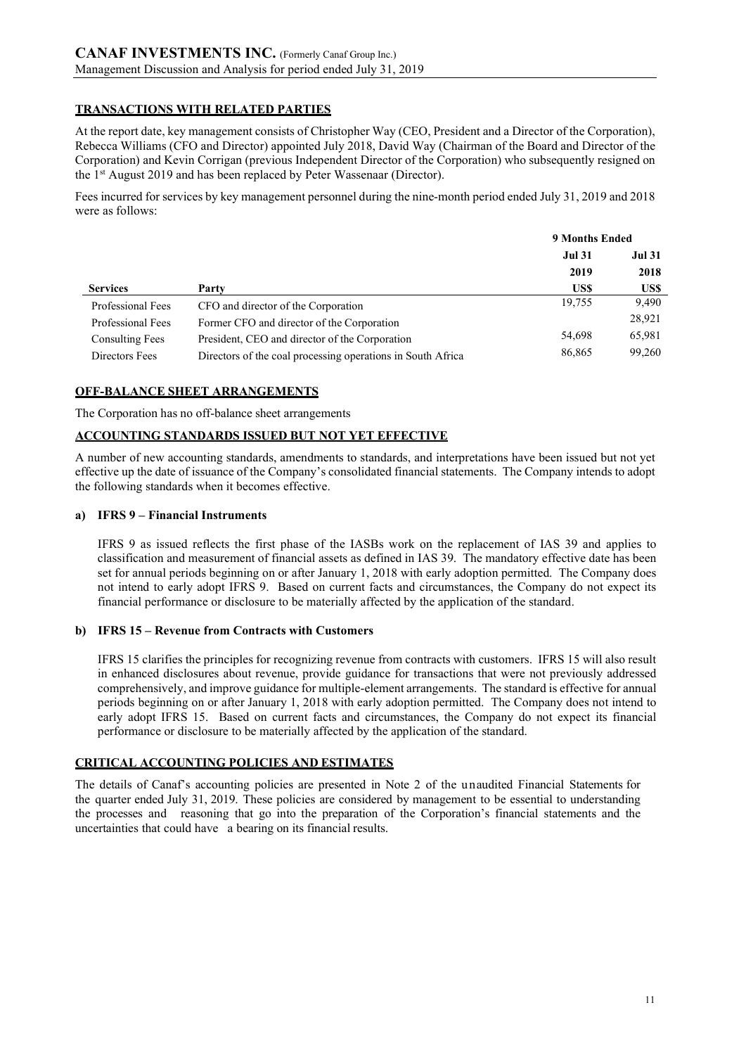## TRANSACTIONS WITH RELATED PARTIES

At the report date, key management consists of Christopher Way (CEO, President and a Director of the Corporation), Rebecca Williams (CFO and Director) appointed July 2018, David Way (Chairman of the Board and Director of the Corporation) and Kevin Corrigan (previous Independent Director of the Corporation) who subsequently resigned on the 1st August 2019 and has been replaced by Peter Wassenaar (Director).

Fees incurred for services by key management personnel during the nine-month period ended July 31, 2019 and 2018 were as follows:

| | | 9 Months Ended | |
|---|---|---|---|
| | | Jul 31 | Jul 31 |
| | | 2019 | 2018 |
| **Services** | **Party** | **US$** | **US$** |
| Professional Fees | CFO and director of the Corporation | 19,755 | 9,490 |
| Professional Fees | Former CFO and director of the Corporation | | 28,921 |
| Consulting Fees | President, CEO and director of the Corporation | 54,698 | 65,981 |
| Directors Fees | Directors of the coal processing operations in South Africa | 86,865 | 99,260 |

## OFF-BALANCE SHEET ARRANGEMENTS

The Corporation has no off-balance sheet arrangements

## ACCOUNTING STANDARDS ISSUED BUT NOT YET EFFECTIVE

A number of new accounting standards, amendments to standards, and interpretations have been issued but not yet effective up the date of issuance of the Company's consolidated financial statements. The Company intends to adopt the following standards when it becomes effective.

**a) IFRS 9 – Financial Instruments**

IFRS 9 as issued reflects the first phase of the IASBs work on the replacement of IAS 39 and applies to classification and measurement of financial assets as defined in IAS 39. The mandatory effective date has been set for annual periods beginning on or after January 1, 2018 with early adoption permitted. The Company does not intend to early adopt IFRS 9. Based on current facts and circumstances, the Company do not expect its financial performance or disclosure to be materially affected by the application of the standard.

**b) IFRS 15 – Revenue from Contracts with Customers**

IFRS 15 clarifies the principles for recognizing revenue from contracts with customers. IFRS 15 will also result in enhanced disclosures about revenue, provide guidance for transactions that were not previously addressed comprehensively, and improve guidance for multiple-element arrangements. The standard is effective for annual periods beginning on or after January 1, 2018 with early adoption permitted. The Company does not intend to early adopt IFRS 15. Based on current facts and circumstances, the Company do not expect its financial performance or disclosure to be materially affected by the application of the standard.

## CRITICAL ACCOUNTING POLICIES AND ESTIMATES

The details of Canaf's accounting policies are presented in Note 2 of the unaudited Financial Statements for the quarter ended July 31, 2019. These policies are considered by management to be essential to understanding the processes and reasoning that go into the preparation of the Corporation's financial statements and the uncertainties that could have a bearing on its financial results.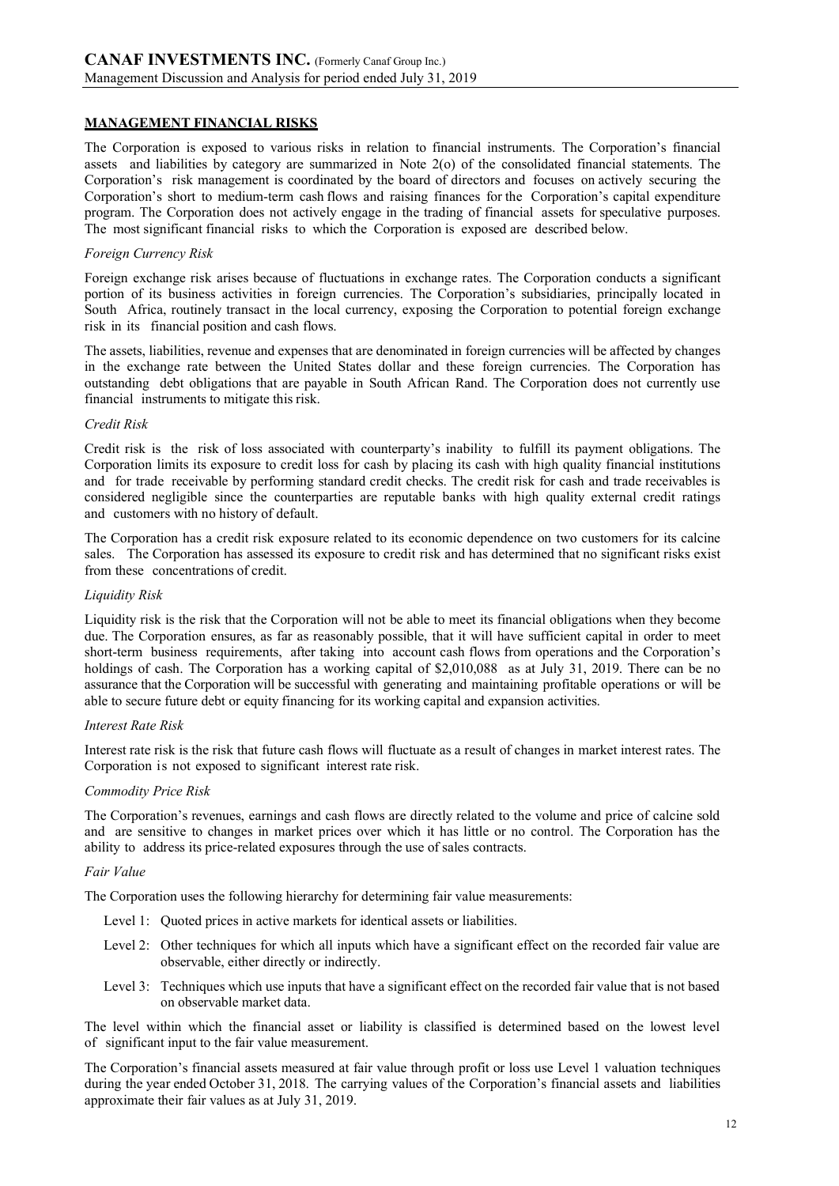## MANAGEMENT FINANCIAL RISKS

The Corporation is exposed to various risks in relation to financial instruments. The Corporation's financial assets and liabilities by category are summarized in Note 2(o) of the consolidated financial statements. The Corporation's risk management is coordinated by the board of directors and focuses on actively securing the Corporation's short to medium-term cash flows and raising finances for the Corporation's capital expenditure program. The Corporation does not actively engage in the trading of financial assets for speculative purposes. The most significant financial risks to which the Corporation is exposed are described below.

*Foreign Currency Risk*

Foreign exchange risk arises because of fluctuations in exchange rates. The Corporation conducts a significant portion of its business activities in foreign currencies. The Corporation's subsidiaries, principally located in South Africa, routinely transact in the local currency, exposing the Corporation to potential foreign exchange risk in its financial position and cash flows.

The assets, liabilities, revenue and expenses that are denominated in foreign currencies will be affected by changes in the exchange rate between the United States dollar and these foreign currencies. The Corporation has outstanding debt obligations that are payable in South African Rand. The Corporation does not currently use financial instruments to mitigate this risk.

*Credit Risk*

Credit risk is the risk of loss associated with counterparty's inability to fulfill its payment obligations. The Corporation limits its exposure to credit loss for cash by placing its cash with high quality financial institutions and for trade receivable by performing standard credit checks. The credit risk for cash and trade receivables is considered negligible since the counterparties are reputable banks with high quality external credit ratings and customers with no history of default.

The Corporation has a credit risk exposure related to its economic dependence on two customers for its calcine sales. The Corporation has assessed its exposure to credit risk and has determined that no significant risks exist from these concentrations of credit.

*Liquidity Risk*

Liquidity risk is the risk that the Corporation will not be able to meet its financial obligations when they become due. The Corporation ensures, as far as reasonably possible, that it will have sufficient capital in order to meet short-term business requirements, after taking into account cash flows from operations and the Corporation's holdings of cash. The Corporation has a working capital of $2,010,088 as at July 31, 2019. There can be no assurance that the Corporation will be successful with generating and maintaining profitable operations or will be able to secure future debt or equity financing for its working capital and expansion activities.

*Interest Rate Risk*

Interest rate risk is the risk that future cash flows will fluctuate as a result of changes in market interest rates. The Corporation is not exposed to significant interest rate risk.

*Commodity Price Risk*

The Corporation's revenues, earnings and cash flows are directly related to the volume and price of calcine sold and are sensitive to changes in market prices over which it has little or no control. The Corporation has the ability to address its price-related exposures through the use of sales contracts.

*Fair Value*

The Corporation uses the following hierarchy for determining fair value measurements:

- Level 1: Quoted prices in active markets for identical assets or liabilities.
- Level 2: Other techniques for which all inputs which have a significant effect on the recorded fair value are observable, either directly or indirectly.
- Level 3: Techniques which use inputs that have a significant effect on the recorded fair value that is not based on observable market data.

The level within which the financial asset or liability is classified is determined based on the lowest level of significant input to the fair value measurement.

The Corporation's financial assets measured at fair value through profit or loss use Level 1 valuation techniques during the year ended October 31, 2018. The carrying values of the Corporation's financial assets and liabilities approximate their fair values as at July 31, 2019.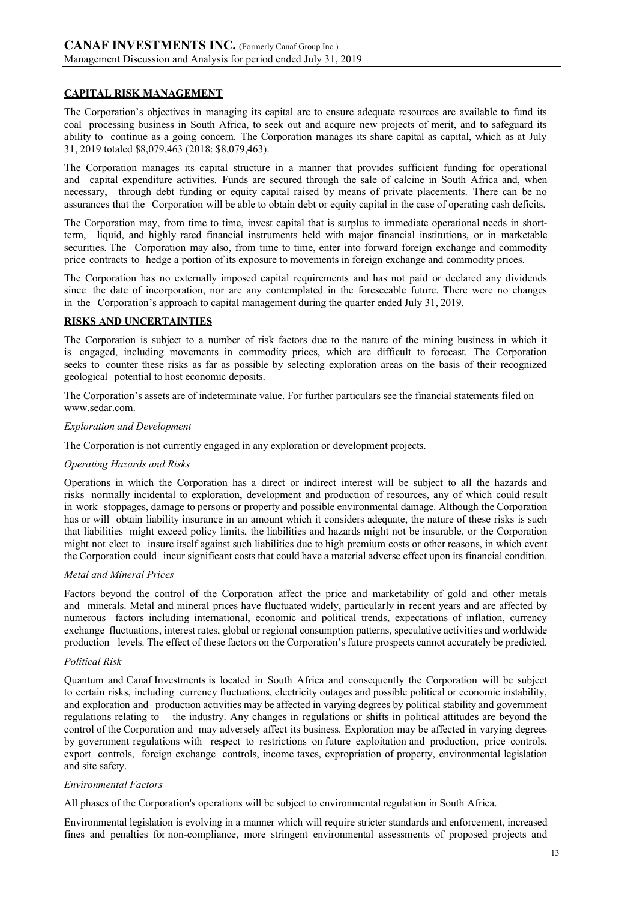## CAPITAL RISK MANAGEMENT

The Corporation's objectives in managing its capital are to ensure adequate resources are available to fund its coal processing business in South Africa, to seek out and acquire new projects of merit, and to safeguard its ability to continue as a going concern. The Corporation manages its share capital as capital, which as at July 31, 2019 totaled $8,079,463 (2018: $8,079,463).

The Corporation manages its capital structure in a manner that provides sufficient funding for operational and capital expenditure activities. Funds are secured through the sale of calcine in South Africa and, when necessary, through debt funding or equity capital raised by means of private placements. There can be no assurances that the Corporation will be able to obtain debt or equity capital in the case of operating cash deficits.

The Corporation may, from time to time, invest capital that is surplus to immediate operational needs in short-term, liquid, and highly rated financial instruments held with major financial institutions, or in marketable securities. The Corporation may also, from time to time, enter into forward foreign exchange and commodity price contracts to hedge a portion of its exposure to movements in foreign exchange and commodity prices.

The Corporation has no externally imposed capital requirements and has not paid or declared any dividends since the date of incorporation, nor are any contemplated in the foreseeable future. There were no changes in the Corporation's approach to capital management during the quarter ended July 31, 2019.

## RISKS AND UNCERTAINTIES

The Corporation is subject to a number of risk factors due to the nature of the mining business in which it is engaged, including movements in commodity prices, which are difficult to forecast. The Corporation seeks to counter these risks as far as possible by selecting exploration areas on the basis of their recognized geological potential to host economic deposits.

The Corporation's assets are of indeterminate value. For further particulars see the financial statements filed on www.sedar.com.

*Exploration and Development*

The Corporation is not currently engaged in any exploration or development projects.

*Operating Hazards and Risks*

Operations in which the Corporation has a direct or indirect interest will be subject to all the hazards and risks normally incidental to exploration, development and production of resources, any of which could result in work stoppages, damage to persons or property and possible environmental damage. Although the Corporation has or will obtain liability insurance in an amount which it considers adequate, the nature of these risks is such that liabilities might exceed policy limits, the liabilities and hazards might not be insurable, or the Corporation might not elect to insure itself against such liabilities due to high premium costs or other reasons, in which event the Corporation could incur significant costs that could have a material adverse effect upon its financial condition.

*Metal and Mineral Prices*

Factors beyond the control of the Corporation affect the price and marketability of gold and other metals and minerals. Metal and mineral prices have fluctuated widely, particularly in recent years and are affected by numerous factors including international, economic and political trends, expectations of inflation, currency exchange fluctuations, interest rates, global or regional consumption patterns, speculative activities and worldwide production levels. The effect of these factors on the Corporation's future prospects cannot accurately be predicted.

*Political Risk*

Quantum and Canaf Investments is located in South Africa and consequently the Corporation will be subject to certain risks, including currency fluctuations, electricity outages and possible political or economic instability, and exploration and production activities may be affected in varying degrees by political stability and government regulations relating to the industry. Any changes in regulations or shifts in political attitudes are beyond the control of the Corporation and may adversely affect its business. Exploration may be affected in varying degrees by government regulations with respect to restrictions on future exploitation and production, price controls, export controls, foreign exchange controls, income taxes, expropriation of property, environmental legislation and site safety.

*Environmental Factors*

All phases of the Corporation's operations will be subject to environmental regulation in South Africa.

Environmental legislation is evolving in a manner which will require stricter standards and enforcement, increased fines and penalties for non-compliance, more stringent environmental assessments of proposed projects and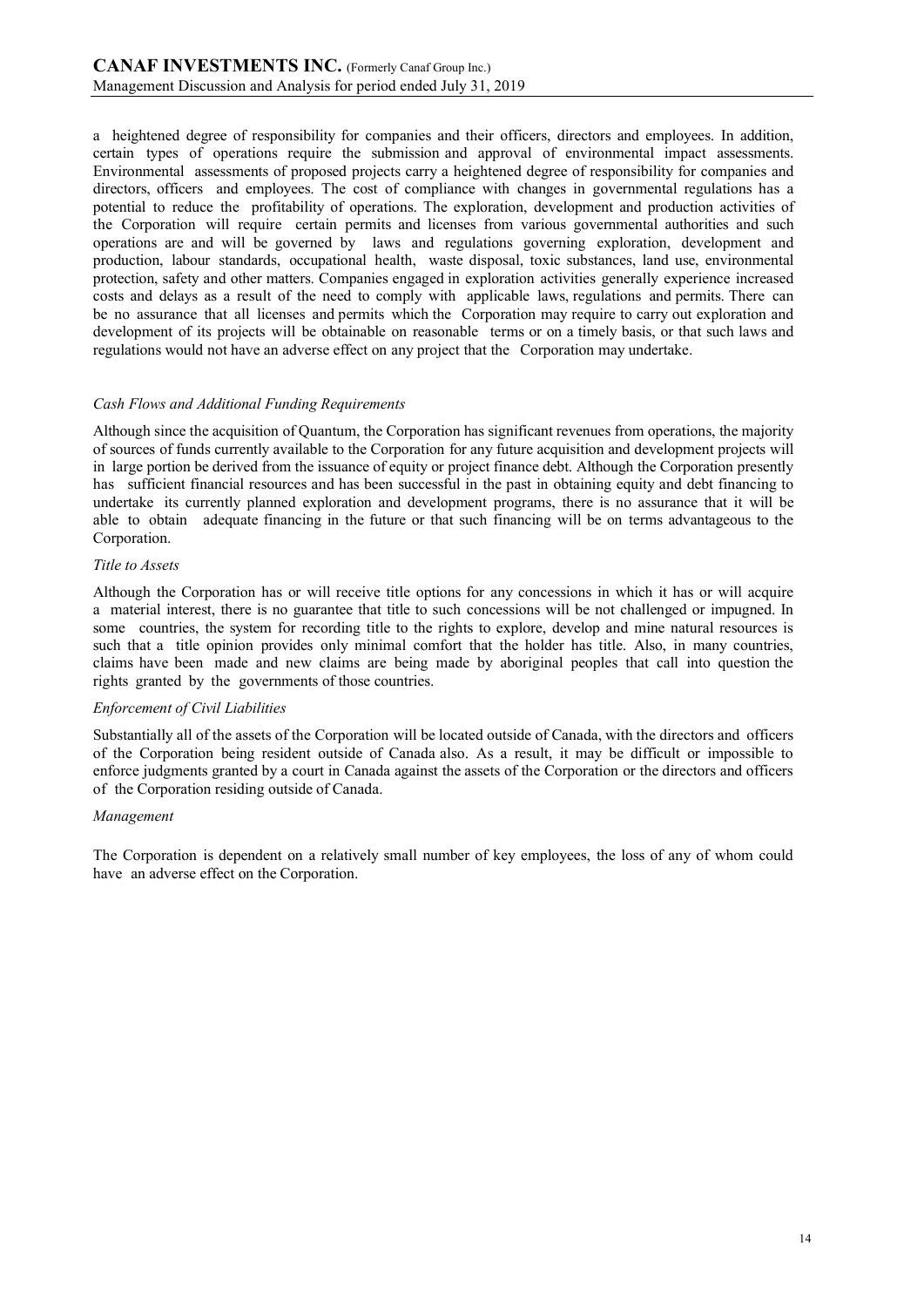a heightened degree of responsibility for companies and their officers, directors and employees. In addition, certain types of operations require the submission and approval of environmental impact assessments. Environmental assessments of proposed projects carry a heightened degree of responsibility for companies and directors, officers and employees. The cost of compliance with changes in governmental regulations has a potential to reduce the profitability of operations. The exploration, development and production activities of the Corporation will require certain permits and licenses from various governmental authorities and such operations are and will be governed by laws and regulations governing exploration, development and production, labour standards, occupational health, waste disposal, toxic substances, land use, environmental protection, safety and other matters. Companies engaged in exploration activities generally experience increased costs and delays as a result of the need to comply with applicable laws, regulations and permits. There can be no assurance that all licenses and permits which the Corporation may require to carry out exploration and development of its projects will be obtainable on reasonable terms or on a timely basis, or that such laws and regulations would not have an adverse effect on any project that the Corporation may undertake.

*Cash Flows and Additional Funding Requirements*

Although since the acquisition of Quantum, the Corporation has significant revenues from operations, the majority of sources of funds currently available to the Corporation for any future acquisition and development projects will in large portion be derived from the issuance of equity or project finance debt. Although the Corporation presently has sufficient financial resources and has been successful in the past in obtaining equity and debt financing to undertake its currently planned exploration and development programs, there is no assurance that it will be able to obtain adequate financing in the future or that such financing will be on terms advantageous to the Corporation.

*Title to Assets*

Although the Corporation has or will receive title options for any concessions in which it has or will acquire a material interest, there is no guarantee that title to such concessions will be not challenged or impugned. In some countries, the system for recording title to the rights to explore, develop and mine natural resources is such that a title opinion provides only minimal comfort that the holder has title. Also, in many countries, claims have been made and new claims are being made by aboriginal peoples that call into question the rights granted by the governments of those countries.

*Enforcement of Civil Liabilities*

Substantially all of the assets of the Corporation will be located outside of Canada, with the directors and officers of the Corporation being resident outside of Canada also. As a result, it may be difficult or impossible to enforce judgments granted by a court in Canada against the assets of the Corporation or the directors and officers of the Corporation residing outside of Canada.

*Management*

The Corporation is dependent on a relatively small number of key employees, the loss of any of whom could have an adverse effect on the Corporation.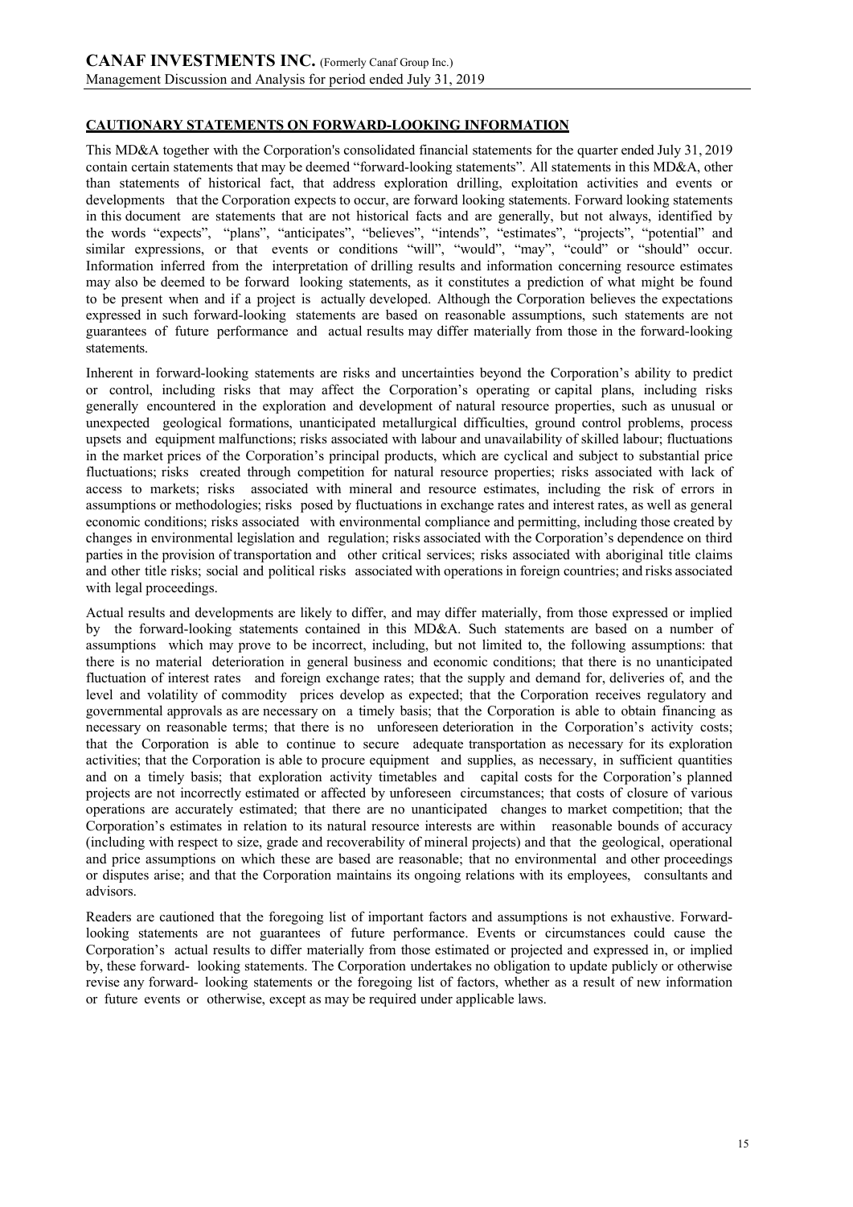## CAUTIONARY STATEMENTS ON FORWARD-LOOKING INFORMATION

This MD&A together with the Corporation's consolidated financial statements for the quarter ended July 31, 2019 contain certain statements that may be deemed "forward-looking statements". All statements in this MD&A, other than statements of historical fact, that address exploration drilling, exploitation activities and events or developments that the Corporation expects to occur, are forward looking statements. Forward looking statements in this document are statements that are not historical facts and are generally, but not always, identified by the words "expects", "plans", "anticipates", "believes", "intends", "estimates", "projects", "potential" and similar expressions, or that events or conditions "will", "would", "may", "could" or "should" occur. Information inferred from the interpretation of drilling results and information concerning resource estimates may also be deemed to be forward looking statements, as it constitutes a prediction of what might be found to be present when and if a project is actually developed. Although the Corporation believes the expectations expressed in such forward-looking statements are based on reasonable assumptions, such statements are not guarantees of future performance and actual results may differ materially from those in the forward-looking statements.

Inherent in forward-looking statements are risks and uncertainties beyond the Corporation's ability to predict or control, including risks that may affect the Corporation's operating or capital plans, including risks generally encountered in the exploration and development of natural resource properties, such as unusual or unexpected geological formations, unanticipated metallurgical difficulties, ground control problems, process upsets and equipment malfunctions; risks associated with labour and unavailability of skilled labour; fluctuations in the market prices of the Corporation's principal products, which are cyclical and subject to substantial price fluctuations; risks created through competition for natural resource properties; risks associated with lack of access to markets; risks associated with mineral and resource estimates, including the risk of errors in assumptions or methodologies; risks posed by fluctuations in exchange rates and interest rates, as well as general economic conditions; risks associated with environmental compliance and permitting, including those created by changes in environmental legislation and regulation; risks associated with the Corporation's dependence on third parties in the provision of transportation and other critical services; risks associated with aboriginal title claims and other title risks; social and political risks associated with operations in foreign countries; and risks associated with legal proceedings.

Actual results and developments are likely to differ, and may differ materially, from those expressed or implied by the forward-looking statements contained in this MD&A. Such statements are based on a number of assumptions which may prove to be incorrect, including, but not limited to, the following assumptions: that there is no material deterioration in general business and economic conditions; that there is no unanticipated fluctuation of interest rates and foreign exchange rates; that the supply and demand for, deliveries of, and the level and volatility of commodity prices develop as expected; that the Corporation receives regulatory and governmental approvals as are necessary on a timely basis; that the Corporation is able to obtain financing as necessary on reasonable terms; that there is no unforeseen deterioration in the Corporation's activity costs; that the Corporation is able to continue to secure adequate transportation as necessary for its exploration activities; that the Corporation is able to procure equipment and supplies, as necessary, in sufficient quantities and on a timely basis; that exploration activity timetables and capital costs for the Corporation's planned projects are not incorrectly estimated or affected by unforeseen circumstances; that costs of closure of various operations are accurately estimated; that there are no unanticipated changes to market competition; that the Corporation's estimates in relation to its natural resource interests are within reasonable bounds of accuracy (including with respect to size, grade and recoverability of mineral projects) and that the geological, operational and price assumptions on which these are based are reasonable; that no environmental and other proceedings or disputes arise; and that the Corporation maintains its ongoing relations with its employees, consultants and advisors.

Readers are cautioned that the foregoing list of important factors and assumptions is not exhaustive. Forward-looking statements are not guarantees of future performance. Events or circumstances could cause the Corporation's actual results to differ materially from those estimated or projected and expressed in, or implied by, these forward- looking statements. The Corporation undertakes no obligation to update publicly or otherwise revise any forward- looking statements or the foregoing list of factors, whether as a result of new information or future events or otherwise, except as may be required under applicable laws.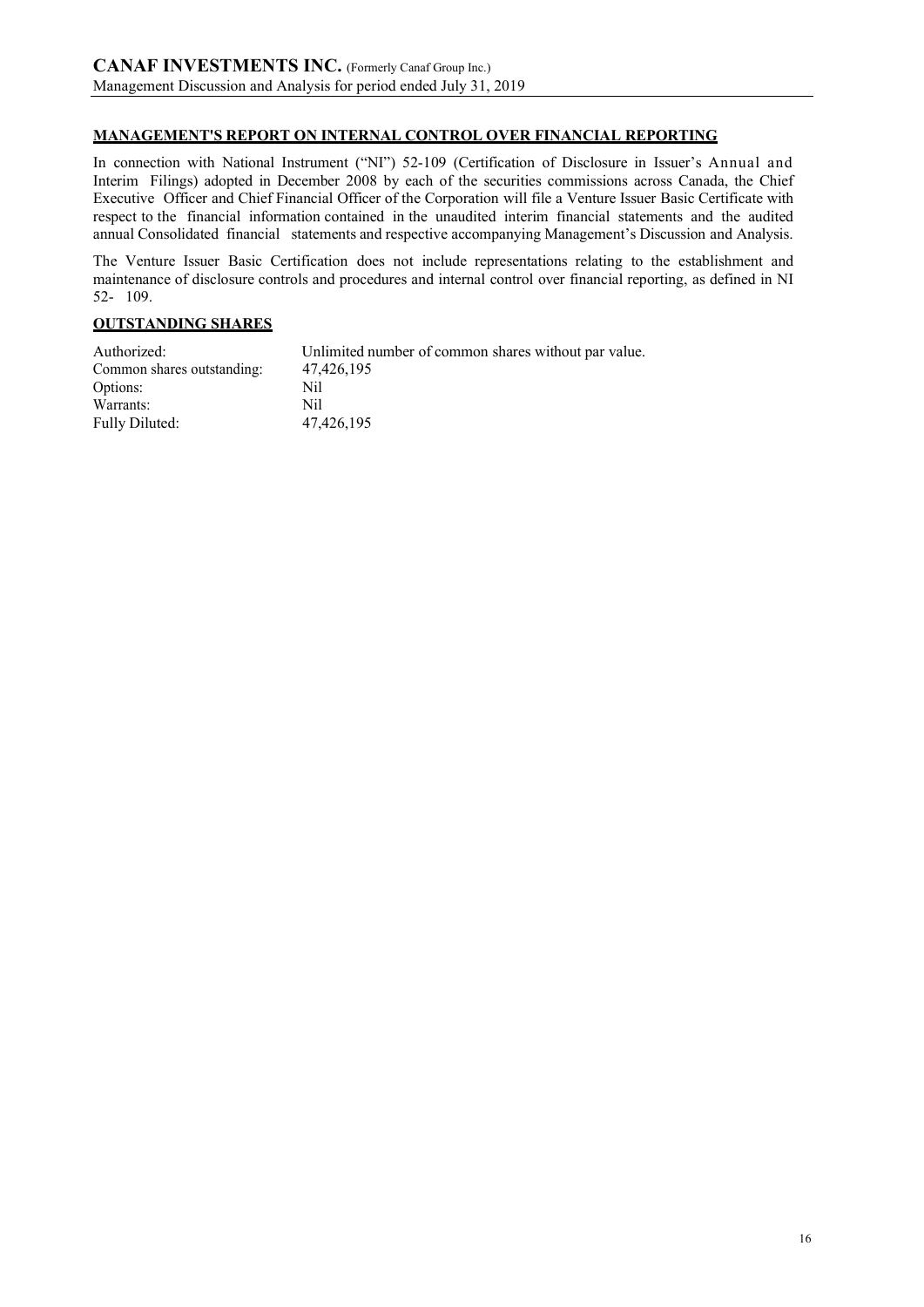## MANAGEMENT'S REPORT ON INTERNAL CONTROL OVER FINANCIAL REPORTING

In connection with National Instrument ("NI") 52-109 (Certification of Disclosure in Issuer's Annual and Interim Filings) adopted in December 2008 by each of the securities commissions across Canada, the Chief Executive Officer and Chief Financial Officer of the Corporation will file a Venture Issuer Basic Certificate with respect to the financial information contained in the unaudited interim financial statements and the audited annual Consolidated financial statements and respective accompanying Management's Discussion and Analysis.

The Venture Issuer Basic Certification does not include representations relating to the establishment and maintenance of disclosure controls and procedures and internal control over financial reporting, as defined in NI 52- 109.

## OUTSTANDING SHARES

| | |
|---|---|
| Authorized: | Unlimited number of common shares without par value. |
| Common shares outstanding: | 47,426,195 |
| Options: | Nil |
| Warrants: | Nil |
| Fully Diluted: | 47,426,195 |